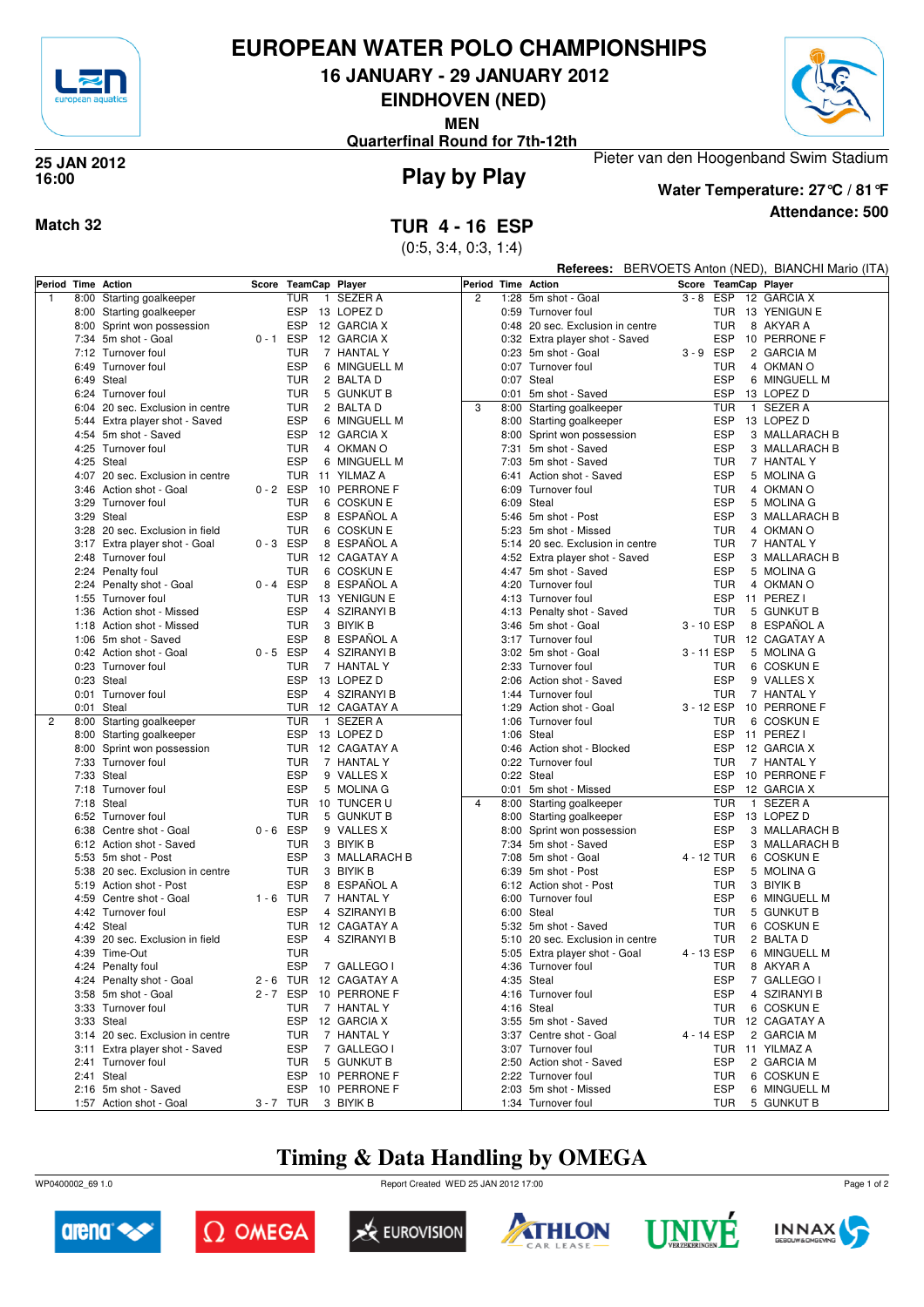# EUROPEAN WATER POLO CHAMPIONSHIPS

## 16 JANUARY - 29 JANUARY 2012

## EINDHOVEN (NED)

**MEN**

**Quarterfinal Round for 7th-12th**

**25 JAN 2012**
**16:00**

## Play by Play

Pieter van den Hoogenband Swim Stadium

**Water Temperature: 27℃ / 81℉**

**Attendance: 500**

**Match 32**

## TUR 4 - 16 ESP

(0:5, 3:4, 0:3, 1:4)

**Referees:** BERVOETS Anton (NED), BIANCHI Mario (ITA)

| Period | Time | Action | Score | TeamCap | | Player |
|---|---|---|---|---|---|---|
| 1 | 8:00 | Starting goalkeeper | | TUR | 1 | SEZER A |
| | 8:00 | Starting goalkeeper | | ESP | 13 | LOPEZ D |
| | 8:00 | Sprint won possession | | ESP | 12 | GARCIA X |
| | 7:34 | 5m shot - Goal | 0 - 1 | ESP | 12 | GARCIA X |
| | 7:12 | Turnover foul | | TUR | 7 | HANTAL Y |
| | 6:49 | Turnover foul | | ESP | 6 | MINGUELL M |
| | 6:49 | Steal | | TUR | 2 | BALTA D |
| | 6:24 | Turnover foul | | TUR | 5 | GUNKUT B |
| | 6:04 | 20 sec. Exclusion in centre | | TUR | 2 | BALTA D |
| | 5:44 | Extra player shot - Saved | | ESP | 6 | MINGUELL M |
| | 4:54 | 5m shot - Saved | | ESP | 12 | GARCIA X |
| | 4:25 | Turnover foul | | TUR | 4 | OKMAN O |
| | 4:25 | Steal | | ESP | 6 | MINGUELL M |
| | 4:07 | 20 sec. Exclusion in centre | | TUR | 11 | YILMAZ A |
| | 3:46 | Action shot - Goal | 0 - 2 | ESP | 10 | PERRONE F |
| | 3:29 | Turnover foul | | TUR | 6 | COSKUN E |
| | 3:29 | Steal | | ESP | 8 | ESPAÑOL A |
| | 3:28 | 20 sec. Exclusion in field | | TUR | 6 | COSKUN E |
| | 3:17 | Extra player shot - Goal | 0 - 3 | ESP | 8 | ESPAÑOL A |
| | 2:48 | Turnover foul | | TUR | 12 | CAGATAY A |
| | 2:24 | Penalty foul | | TUR | 6 | COSKUN E |
| | 2:24 | Penalty shot - Goal | 0 - 4 | ESP | 8 | ESPAÑOL A |
| | 1:55 | Turnover foul | | TUR | 13 | YENIGUN E |
| | 1:36 | Action shot - Missed | | ESP | 4 | SZIRANYI B |
| | 1:18 | Action shot - Missed | | TUR | 3 | BIYIK B |
| | 1:06 | 5m shot - Saved | | ESP | 8 | ESPAÑOL A |
| | 0:42 | Action shot - Goal | 0 - 5 | ESP | 4 | SZIRANYI B |
| | 0:23 | Turnover foul | | TUR | 7 | HANTAL Y |
| | 0:23 | Steal | | ESP | 13 | LOPEZ D |
| | 0:01 | Turnover foul | | ESP | 4 | SZIRANYI B |
| | 0:01 | Steal | | TUR | 12 | CAGATAY A |
| 2 | 8:00 | Starting goalkeeper | | TUR | 1 | SEZER A |
| | 8:00 | Starting goalkeeper | | ESP | 13 | LOPEZ D |
| | 8:00 | Sprint won possession | | TUR | 12 | CAGATAY A |
| | 7:33 | Turnover foul | | TUR | 7 | HANTAL Y |
| | 7:33 | Steal | | ESP | 9 | VALLES X |
| | 7:18 | Turnover foul | | ESP | 5 | MOLINA G |
| | 7:18 | Steal | | TUR | 10 | TUNCER U |
| | 6:52 | Turnover foul | | TUR | 5 | GUNKUT B |
| | 6:38 | Centre shot - Goal | 0 - 6 | ESP | 9 | VALLES X |
| | 6:12 | Action shot - Saved | | TUR | 3 | BIYIK B |
| | 5:53 | 5m shot - Post | | ESP | 3 | MALLARACH B |
| | 5:38 | 20 sec. Exclusion in centre | | TUR | 3 | BIYIK B |
| | 5:19 | Action shot - Post | | ESP | 8 | ESPAÑOL A |
| | 4:59 | Centre shot - Goal | 1 - 6 | TUR | 7 | HANTAL Y |
| | 4:42 | Turnover foul | | ESP | 4 | SZIRANYI B |
| | 4:42 | Steal | | TUR | 12 | CAGATAY A |
| | 4:39 | 20 sec. Exclusion in field | | ESP | 4 | SZIRANYI B |
| | 4:39 | Time-Out | | TUR | | |
| | 4:24 | Penalty foul | | ESP | 7 | GALLEGO I |
| | 4:24 | Penalty shot - Goal | 2 - 6 | TUR | 12 | CAGATAY A |
| | 3:58 | 5m shot - Goal | 2 - 7 | ESP | 10 | PERRONE F |
| | 3:33 | Turnover foul | | TUR | 7 | HANTAL Y |
| | 3:33 | Steal | | ESP | 12 | GARCIA X |
| | 3:14 | 20 sec. Exclusion in centre | | TUR | 7 | HANTAL Y |
| | 3:11 | Extra player shot - Saved | | ESP | 7 | GALLEGO I |
| | 2:41 | Turnover foul | | TUR | 5 | GUNKUT B |
| | 2:41 | Steal | | ESP | 10 | PERRONE F |
| | 2:16 | 5m shot - Saved | | ESP | 10 | PERRONE F |
| | 1:57 | Action shot - Goal | 3 - 7 | TUR | 3 | BIYIK B |
| 2 | 1:28 | 5m shot - Goal | 3 - 8 | ESP | 12 | GARCIA X |
| | 0:59 | Turnover foul | | TUR | 13 | YENIGUN E |
| | 0:48 | 20 sec. Exclusion in centre | | TUR | 8 | AKYAR A |
| | 0:32 | Extra player shot - Saved | | ESP | 10 | PERRONE F |
| | 0:23 | 5m shot - Goal | 3 - 9 | ESP | 2 | GARCIA M |
| | 0:07 | Turnover foul | | TUR | 4 | OKMAN O |
| | 0:07 | Steal | | ESP | 6 | MINGUELL M |
| | 0:01 | 5m shot - Saved | | ESP | 13 | LOPEZ D |
| 3 | 8:00 | Starting goalkeeper | | TUR | 1 | SEZER A |
| | 8:00 | Starting goalkeeper | | ESP | 13 | LOPEZ D |
| | 8:00 | Sprint won possession | | ESP | 3 | MALLARACH B |
| | 7:31 | 5m shot - Saved | | ESP | 3 | MALLARACH B |
| | 7:03 | 5m shot - Saved | | TUR | 7 | HANTAL Y |
| | 6:41 | Action shot - Saved | | ESP | 5 | MOLINA G |
| | 6:09 | Turnover foul | | TUR | 4 | OKMAN O |
| | 6:09 | Steal | | ESP | 5 | MOLINA G |
| | 5:46 | 5m shot - Post | | ESP | 3 | MALLARACH B |
| | 5:23 | 5m shot - Missed | | TUR | 4 | OKMAN O |
| | 5:14 | 20 sec. Exclusion in centre | | TUR | 7 | HANTAL Y |
| | 4:52 | Extra player shot - Saved | | ESP | 3 | MALLARACH B |
| | 4:47 | 5m shot - Saved | | ESP | 5 | MOLINA G |
| | 4:20 | Turnover foul | | TUR | 4 | OKMAN O |
| | 4:13 | Turnover foul | | ESP | 11 | PEREZ I |
| | 4:13 | Penalty shot - Saved | | TUR | 5 | GUNKUT B |
| | 3:46 | 5m shot - Goal | 3 - 10 | ESP | 8 | ESPAÑOL A |
| | 3:17 | Turnover foul | | TUR | 12 | CAGATAY A |
| | 3:02 | 5m shot - Goal | 3 - 11 | ESP | 5 | MOLINA G |
| | 2:33 | Turnover foul | | TUR | 6 | COSKUN E |
| | 2:06 | Action shot - Saved | | ESP | 9 | VALLES X |
| | 1:44 | Turnover foul | | TUR | 7 | HANTAL Y |
| | 1:29 | Action shot - Goal | 3 - 12 | ESP | 10 | PERRONE F |
| | 1:06 | Turnover foul | | TUR | 6 | COSKUN E |
| | 1:06 | Steal | | ESP | 11 | PEREZ I |
| | 0:46 | Action shot - Blocked | | ESP | 12 | GARCIA X |
| | 0:22 | Turnover foul | | TUR | 7 | HANTAL Y |
| | 0:22 | Steal | | ESP | 10 | PERRONE F |
| | 0:01 | 5m shot - Missed | | ESP | 12 | GARCIA X |
| 4 | 8:00 | Starting goalkeeper | | TUR | 1 | SEZER A |
| | 8:00 | Starting goalkeeper | | ESP | 13 | LOPEZ D |
| | 8:00 | Sprint won possession | | ESP | 3 | MALLARACH B |
| | 7:34 | 5m shot - Saved | | ESP | 3 | MALLARACH B |
| | 7:08 | 5m shot - Goal | 4 - 12 | TUR | 6 | COSKUN E |
| | 6:39 | 5m shot - Post | | ESP | 5 | MOLINA G |
| | 6:12 | Action shot - Post | | TUR | 3 | BIYIK B |
| | 6:00 | Turnover foul | | ESP | 6 | MINGUELL M |
| | 6:00 | Steal | | TUR | 5 | GUNKUT B |
| | 5:32 | 5m shot - Saved | | TUR | 6 | COSKUN E |
| | 5:10 | 20 sec. Exclusion in centre | | TUR | 2 | BALTA D |
| | 5:05 | Extra player shot - Goal | 4 - 13 | ESP | 6 | MINGUELL M |
| | 4:36 | Turnover foul | | TUR | 8 | AKYAR A |
| | 4:35 | Steal | | ESP | 7 | GALLEGO I |
| | 4:16 | Turnover foul | | ESP | 4 | SZIRANYI B |
| | 4:16 | Steal | | TUR | 6 | COSKUN E |
| | 3:55 | 5m shot - Saved | | TUR | 12 | CAGATAY A |
| | 3:37 | Centre shot - Goal | 4 - 14 | ESP | 2 | GARCIA M |
| | 3:07 | Turnover foul | | TUR | 11 | YILMAZ A |
| | 2:50 | Action shot - Saved | | ESP | 2 | GARCIA M |
| | 2:22 | Turnover foul | | TUR | 6 | COSKUN E |
| | 2:03 | 5m shot - Missed | | ESP | 6 | MINGUELL M |
| | 1:34 | Turnover foul | | TUR | 5 | GUNKUT B |

**Timing & Data Handling by OMEGA**

WP0400002_69 1.0 Report Created WED 25 JAN 2012 17:00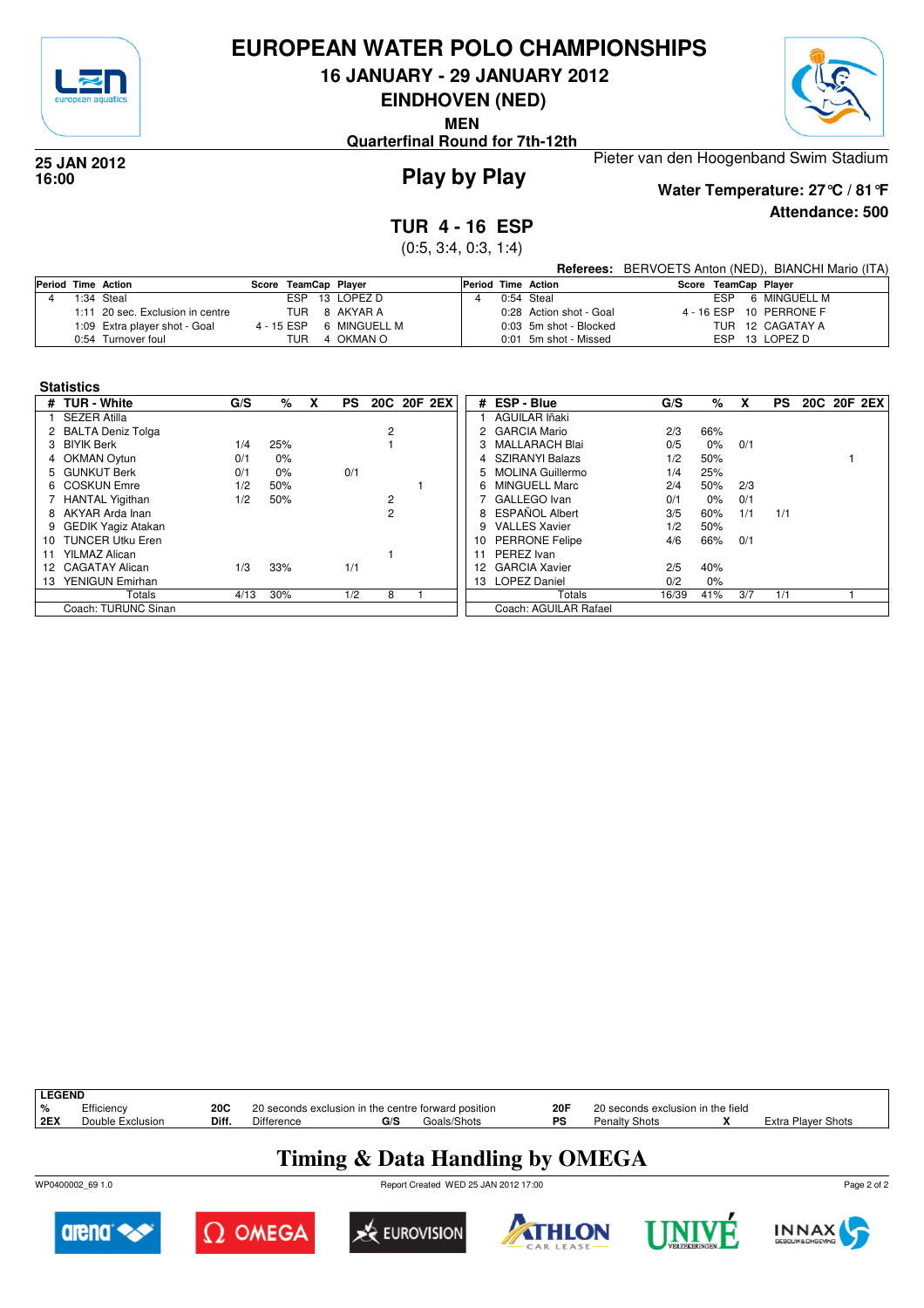# EUROPEAN WATER POLO CHAMPIONSHIPS

**16 JANUARY - 29 JANUARY 2012**

**EINDHOVEN (NED)**

**MEN**

**Quarterfinal Round for 7th-12th**

**25 JAN 2012**
**16:00**

## Play by Play

Pieter van den Hoogenband Swim Stadium

**Water Temperature: 27°C / 81°F**

**Attendance: 500**

### TUR 4 - 16 ESP

(0:5, 3:4, 0:3, 1:4)

**Referees:** BERVOETS Anton (NED), BIANCHI Mario (ITA)

| Period | Time | Action | Score | TeamCap | Player |
|---|---|---|---|---|---|
| 4 | 1:34 | Steal | | ESP 13 | LOPEZ D |
| | 1:11 | 20 sec. Exclusion in centre | | TUR 8 | AKYAR A |
| | 1:09 | Extra player shot - Goal | 4 - 15 | ESP 6 | MINGUELL M |
| | 0:54 | Turnover foul | | TUR 4 | OKMAN O |
| 4 | 0:54 | Steal | | ESP 6 | MINGUELL M |
| | 0:28 | Action shot - Goal | 4 - 16 | ESP 10 | PERRONE F |
| | 0:03 | 5m shot - Blocked | | TUR 12 | CAGATAY A |
| | 0:01 | 5m shot - Missed | | ESP 13 | LOPEZ D |

### Statistics

| # | TUR - White | G/S | % | X | PS | 20C | 20F | 2EX |
|---|---|---|---|---|---|---|---|---|
| 1 | SEZER Atilla | | | | | | | |
| 2 | BALTA Deniz Tolga | | | | | 2 | | |
| 3 | BIYIK Berk | 1/4 | 25% | | | 1 | | |
| 4 | OKMAN Oytun | 0/1 | 0% | | | | | |
| 5 | GUNKUT Berk | 0/1 | 0% | | 0/1 | | | |
| 6 | COSKUN Emre | 1/2 | 50% | | | | 1 | |
| 7 | HANTAL Yigithan | 1/2 | 50% | | | 2 | | |
| 8 | AKYAR Arda Inan | | | | | 2 | | |
| 9 | GEDIK Yagiz Atakan | | | | | | | |
| 10 | TUNCER Utku Eren | | | | | | | |
| 11 | YILMAZ Alican | | | | | 1 | | |
| 12 | CAGATAY Alican | 1/3 | 33% | | 1/1 | | | |
| 13 | YENIGUN Emirhan | | | | | | | |
| | Totals | 4/13 | 30% | | 1/2 | 8 | 1 | |
| | Coach: TURUNC Sinan | | | | | | | |

| # | ESP - Blue | G/S | % | X | PS | 20C | 20F | 2EX |
|---|---|---|---|---|---|---|---|---|
| 1 | AGUILAR Iñaki | | | | | | | |
| 2 | GARCIA Mario | 2/3 | 66% | | | | | |
| 3 | MALLARACH Blai | 0/5 | 0% | 0/1 | | | | |
| 4 | SZIRANYI Balazs | 1/2 | 50% | | | | | 1 |
| 5 | MOLINA Guillermo | 1/4 | 25% | | | | | |
| 6 | MINGUELL Marc | 2/4 | 50% | 2/3 | | | | |
| 7 | GALLEGO Ivan | 0/1 | 0% | 0/1 | | | | |
| 8 | ESPAÑOL Albert | 3/5 | 60% | 1/1 | 1/1 | | | |
| 9 | VALLES Xavier | 1/2 | 50% | | | | | |
| 10 | PERRONE Felipe | 4/6 | 66% | 0/1 | | | | |
| 11 | PEREZ Ivan | | | | | | | |
| 12 | GARCIA Xavier | 2/5 | 40% | | | | | |
| 13 | LOPEZ Daniel | 0/2 | 0% | | | | | |
| | Totals | 16/39 | 41% | 3/7 | 1/1 | | | 1 |
| | Coach: AGUILAR Rafael | | | | | | | |

**LEGEND**

| | | | | | | | |
|---|---|---|---|---|---|---|---|
| % | Efficiency | 20C | 20 seconds exclusion in the centre forward position | | | 20F | 20 seconds exclusion in the field |
| 2EX | Double Exclusion | Diff. | Difference | G/S | Goals/Shots | PS | Penalty Shots |

X: Extra Player Shots

## Timing & Data Handling by OMEGA

WP0400002_69 1.0 Report Created WED 25 JAN 2012 17:00